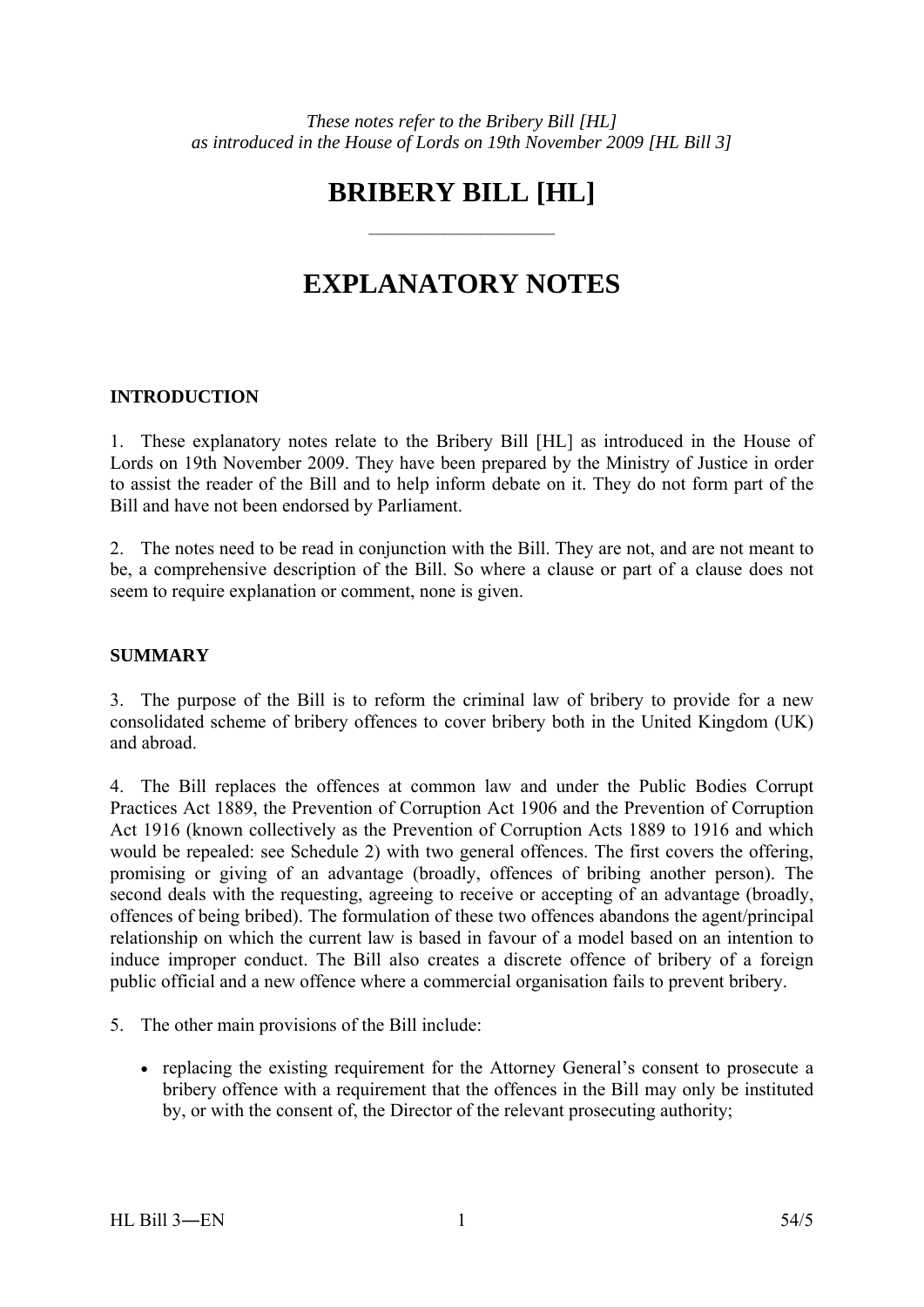*These notes refer to the Bribery Bill [HL]*
*as introduced in the House of Lords on 19th November 2009 [HL Bill 3]*

# BRIBERY BILL [HL]

---

# EXPLANATORY NOTES

## INTRODUCTION

1. These explanatory notes relate to the Bribery Bill [HL] as introduced in the House of Lords on 19th November 2009. They have been prepared by the Ministry of Justice in order to assist the reader of the Bill and to help inform debate on it. They do not form part of the Bill and have not been endorsed by Parliament.

2. The notes need to be read in conjunction with the Bill. They are not, and are not meant to be, a comprehensive description of the Bill. So where a clause or part of a clause does not seem to require explanation or comment, none is given.

## SUMMARY

3. The purpose of the Bill is to reform the criminal law of bribery to provide for a new consolidated scheme of bribery offences to cover bribery both in the United Kingdom (UK) and abroad.

4. The Bill replaces the offences at common law and under the Public Bodies Corrupt Practices Act 1889, the Prevention of Corruption Act 1906 and the Prevention of Corruption Act 1916 (known collectively as the Prevention of Corruption Acts 1889 to 1916 and which would be repealed: see Schedule 2) with two general offences. The first covers the offering, promising or giving of an advantage (broadly, offences of bribing another person). The second deals with the requesting, agreeing to receive or accepting of an advantage (broadly, offences of being bribed). The formulation of these two offences abandons the agent/principal relationship on which the current law is based in favour of a model based on an intention to induce improper conduct. The Bill also creates a discrete offence of bribery of a foreign public official and a new offence where a commercial organisation fails to prevent bribery.

5. The other main provisions of the Bill include:

- replacing the existing requirement for the Attorney General's consent to prosecute a bribery offence with a requirement that the offences in the Bill may only be instituted by, or with the consent of, the Director of the relevant prosecuting authority;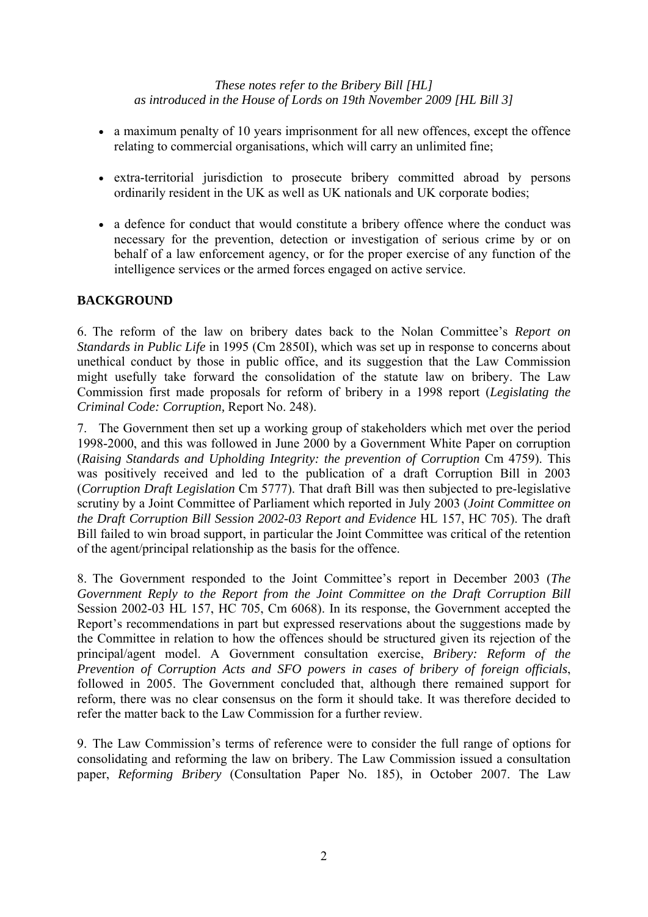- a maximum penalty of 10 years imprisonment for all new offences, except the offence relating to commercial organisations, which will carry an unlimited fine;

- extra-territorial jurisdiction to prosecute bribery committed abroad by persons ordinarily resident in the UK as well as UK nationals and UK corporate bodies;

- a defence for conduct that would constitute a bribery offence where the conduct was necessary for the prevention, detection or investigation of serious crime by or on behalf of a law enforcement agency, or for the proper exercise of any function of the intelligence services or the armed forces engaged on active service.

## BACKGROUND

6. The reform of the law on bribery dates back to the Nolan Committee's *Report on Standards in Public Life* in 1995 (Cm 2850I), which was set up in response to concerns about unethical conduct by those in public office, and its suggestion that the Law Commission might usefully take forward the consolidation of the statute law on bribery. The Law Commission first made proposals for reform of bribery in a 1998 report (*Legislating the Criminal Code: Corruption,* Report No. 248).

7. The Government then set up a working group of stakeholders which met over the period 1998-2000, and this was followed in June 2000 by a Government White Paper on corruption (*Raising Standards and Upholding Integrity: the prevention of Corruption* Cm 4759). This was positively received and led to the publication of a draft Corruption Bill in 2003 (*Corruption Draft Legislation* Cm 5777). That draft Bill was then subjected to pre-legislative scrutiny by a Joint Committee of Parliament which reported in July 2003 (*Joint Committee on the Draft Corruption Bill Session 2002-03 Report and Evidence* HL 157, HC 705). The draft Bill failed to win broad support, in particular the Joint Committee was critical of the retention of the agent/principal relationship as the basis for the offence.

8. The Government responded to the Joint Committee's report in December 2003 (*The Government Reply to the Report from the Joint Committee on the Draft Corruption Bill* Session 2002-03 HL 157, HC 705, Cm 6068). In its response, the Government accepted the Report's recommendations in part but expressed reservations about the suggestions made by the Committee in relation to how the offences should be structured given its rejection of the principal/agent model. A Government consultation exercise, *Bribery: Reform of the Prevention of Corruption Acts and SFO powers in cases of bribery of foreign officials*, followed in 2005. The Government concluded that, although there remained support for reform, there was no clear consensus on the form it should take. It was therefore decided to refer the matter back to the Law Commission for a further review.

9. The Law Commission's terms of reference were to consider the full range of options for consolidating and reforming the law on bribery. The Law Commission issued a consultation paper, *Reforming Bribery* (Consultation Paper No. 185), in October 2007. The Law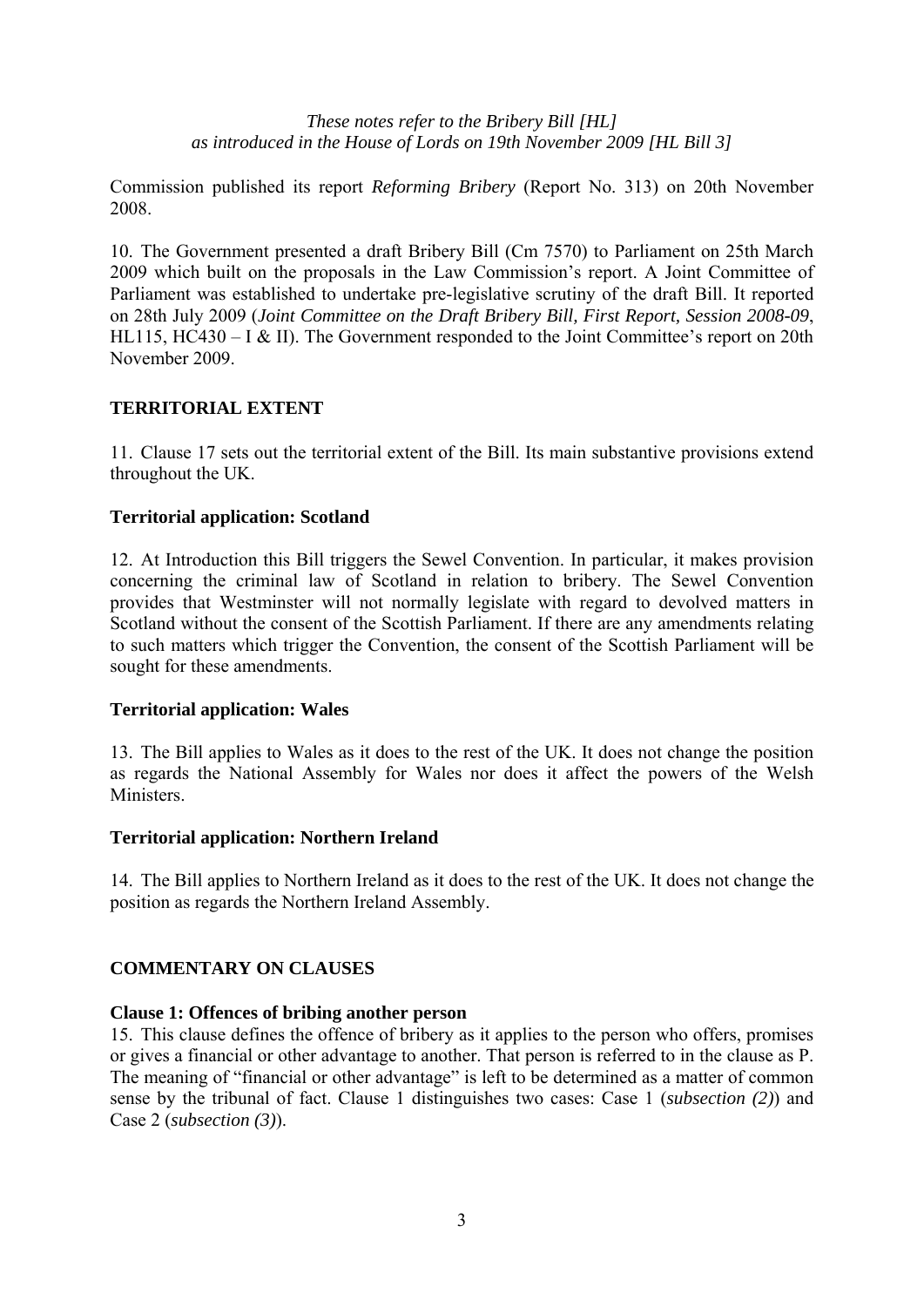Commission published its report *Reforming Bribery* (Report No. 313) on 20th November 2008.

10. The Government presented a draft Bribery Bill (Cm 7570) to Parliament on 25th March 2009 which built on the proposals in the Law Commission's report. A Joint Committee of Parliament was established to undertake pre-legislative scrutiny of the draft Bill. It reported on 28th July 2009 (*Joint Committee on the Draft Bribery Bill, First Report, Session 2008-09*, HL115, HC430 – I & II). The Government responded to the Joint Committee's report on 20th November 2009.

## TERRITORIAL EXTENT

11. Clause 17 sets out the territorial extent of the Bill. Its main substantive provisions extend throughout the UK.

### Territorial application: Scotland

12. At Introduction this Bill triggers the Sewel Convention. In particular, it makes provision concerning the criminal law of Scotland in relation to bribery. The Sewel Convention provides that Westminster will not normally legislate with regard to devolved matters in Scotland without the consent of the Scottish Parliament. If there are any amendments relating to such matters which trigger the Convention, the consent of the Scottish Parliament will be sought for these amendments.

### Territorial application: Wales

13. The Bill applies to Wales as it does to the rest of the UK. It does not change the position as regards the National Assembly for Wales nor does it affect the powers of the Welsh Ministers.

### Territorial application: Northern Ireland

14. The Bill applies to Northern Ireland as it does to the rest of the UK. It does not change the position as regards the Northern Ireland Assembly.

## COMMENTARY ON CLAUSES

### Clause 1: Offences of bribing another person

15. This clause defines the offence of bribery as it applies to the person who offers, promises or gives a financial or other advantage to another. That person is referred to in the clause as P. The meaning of "financial or other advantage" is left to be determined as a matter of common sense by the tribunal of fact. Clause 1 distinguishes two cases: Case 1 (*subsection (2)*) and Case 2 (*subsection (3)*).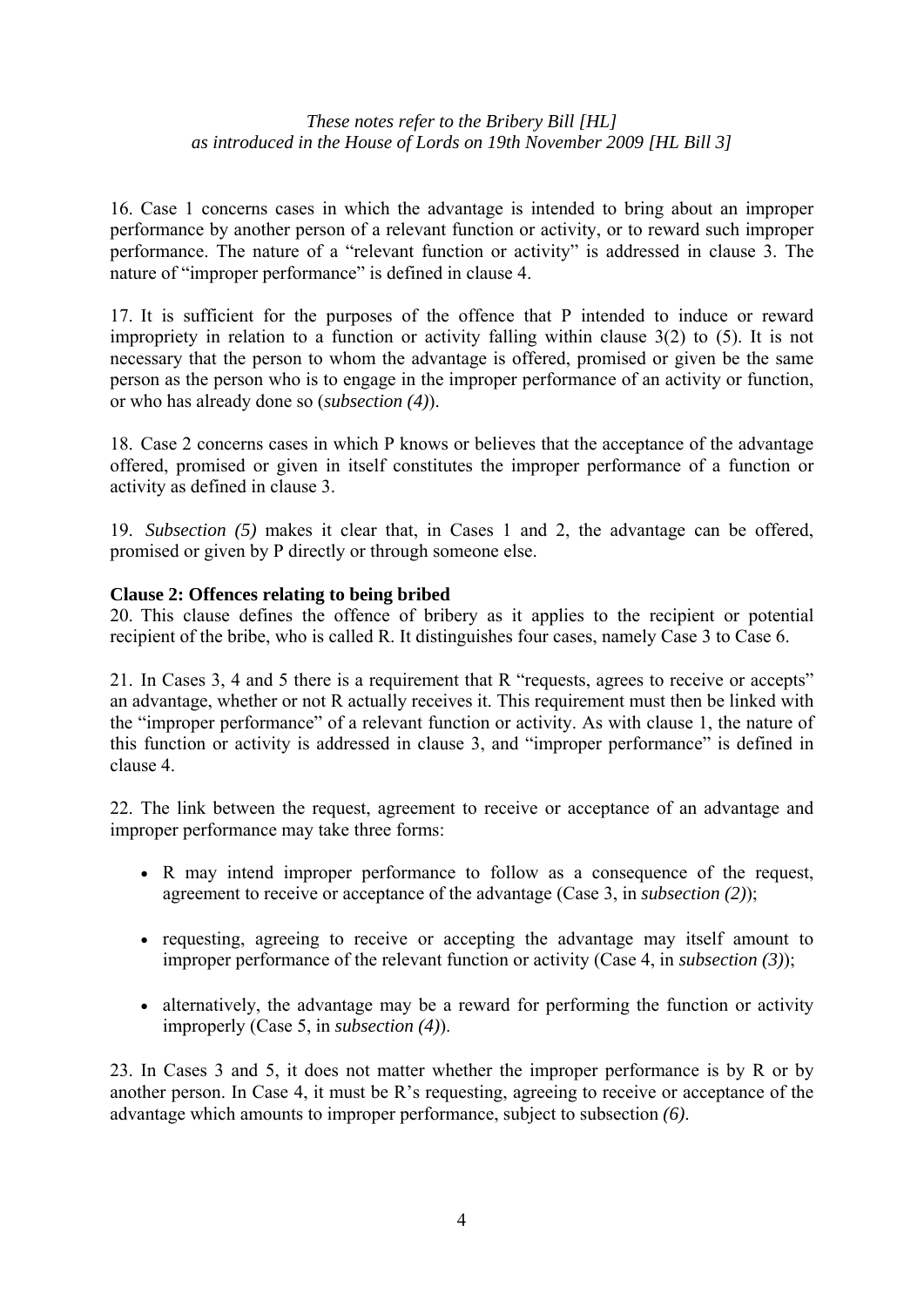16. Case 1 concerns cases in which the advantage is intended to bring about an improper performance by another person of a relevant function or activity, or to reward such improper performance. The nature of a "relevant function or activity" is addressed in clause 3. The nature of "improper performance" is defined in clause 4.

17. It is sufficient for the purposes of the offence that P intended to induce or reward impropriety in relation to a function or activity falling within clause 3(2) to (5). It is not necessary that the person to whom the advantage is offered, promised or given be the same person as the person who is to engage in the improper performance of an activity or function, or who has already done so (*subsection (4)*).

18. Case 2 concerns cases in which P knows or believes that the acceptance of the advantage offered, promised or given in itself constitutes the improper performance of a function or activity as defined in clause 3.

19. *Subsection (5)* makes it clear that, in Cases 1 and 2, the advantage can be offered, promised or given by P directly or through someone else.

**Clause 2: Offences relating to being bribed**

20. This clause defines the offence of bribery as it applies to the recipient or potential recipient of the bribe, who is called R. It distinguishes four cases, namely Case 3 to Case 6.

21. In Cases 3, 4 and 5 there is a requirement that R "requests, agrees to receive or accepts" an advantage, whether or not R actually receives it. This requirement must then be linked with the "improper performance" of a relevant function or activity. As with clause 1, the nature of this function or activity is addressed in clause 3, and "improper performance" is defined in clause 4.

22. The link between the request, agreement to receive or acceptance of an advantage and improper performance may take three forms:

- R may intend improper performance to follow as a consequence of the request, agreement to receive or acceptance of the advantage (Case 3, in *subsection (2)*);
- requesting, agreeing to receive or accepting the advantage may itself amount to improper performance of the relevant function or activity (Case 4, in *subsection (3)*);
- alternatively, the advantage may be a reward for performing the function or activity improperly (Case 5, in *subsection (4)*).

23. In Cases 3 and 5, it does not matter whether the improper performance is by R or by another person. In Case 4, it must be R's requesting, agreeing to receive or acceptance of the advantage which amounts to improper performance, subject to subsection *(6)*.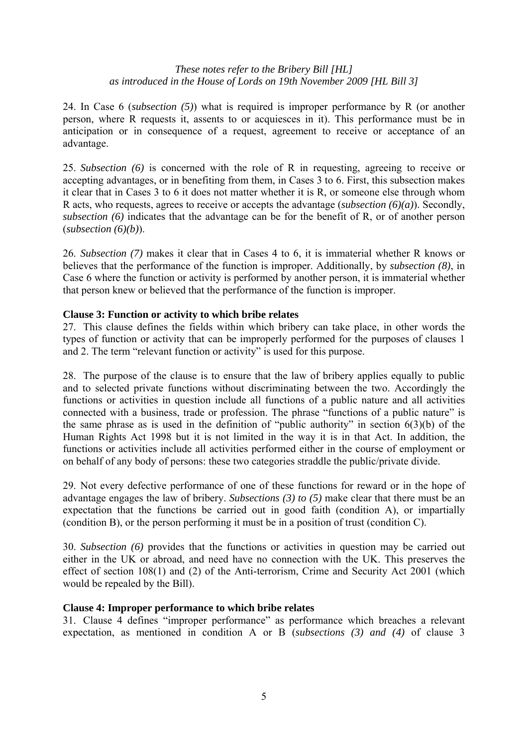24. In Case 6 (*subsection (5)*) what is required is improper performance by R (or another person, where R requests it, assents to or acquiesces in it). This performance must be in anticipation or in consequence of a request, agreement to receive or acceptance of an advantage.

25. *Subsection (6)* is concerned with the role of R in requesting, agreeing to receive or accepting advantages, or in benefiting from them, in Cases 3 to 6. First, this subsection makes it clear that in Cases 3 to 6 it does not matter whether it is R, or someone else through whom R acts, who requests, agrees to receive or accepts the advantage (*subsection (6)(a)*). Secondly, *subsection (6)* indicates that the advantage can be for the benefit of R, or of another person (*subsection (6)(b)*).

26. *Subsection (7)* makes it clear that in Cases 4 to 6, it is immaterial whether R knows or believes that the performance of the function is improper. Additionally, by *subsection (8)*, in Case 6 where the function or activity is performed by another person, it is immaterial whether that person knew or believed that the performance of the function is improper.

**Clause 3: Function or activity to which bribe relates**

27. This clause defines the fields within which bribery can take place, in other words the types of function or activity that can be improperly performed for the purposes of clauses 1 and 2. The term "relevant function or activity" is used for this purpose.

28. The purpose of the clause is to ensure that the law of bribery applies equally to public and to selected private functions without discriminating between the two. Accordingly the functions or activities in question include all functions of a public nature and all activities connected with a business, trade or profession. The phrase "functions of a public nature" is the same phrase as is used in the definition of "public authority" in section 6(3)(b) of the Human Rights Act 1998 but it is not limited in the way it is in that Act. In addition, the functions or activities include all activities performed either in the course of employment or on behalf of any body of persons: these two categories straddle the public/private divide.

29. Not every defective performance of one of these functions for reward or in the hope of advantage engages the law of bribery. *Subsections (3) to (5)* make clear that there must be an expectation that the functions be carried out in good faith (condition A), or impartially (condition B), or the person performing it must be in a position of trust (condition C).

30. *Subsection (6)* provides that the functions or activities in question may be carried out either in the UK or abroad, and need have no connection with the UK. This preserves the effect of section 108(1) and (2) of the Anti-terrorism, Crime and Security Act 2001 (which would be repealed by the Bill).

**Clause 4: Improper performance to which bribe relates**

31. Clause 4 defines "improper performance" as performance which breaches a relevant expectation, as mentioned in condition A or B (*subsections (3) and (4)* of clause 3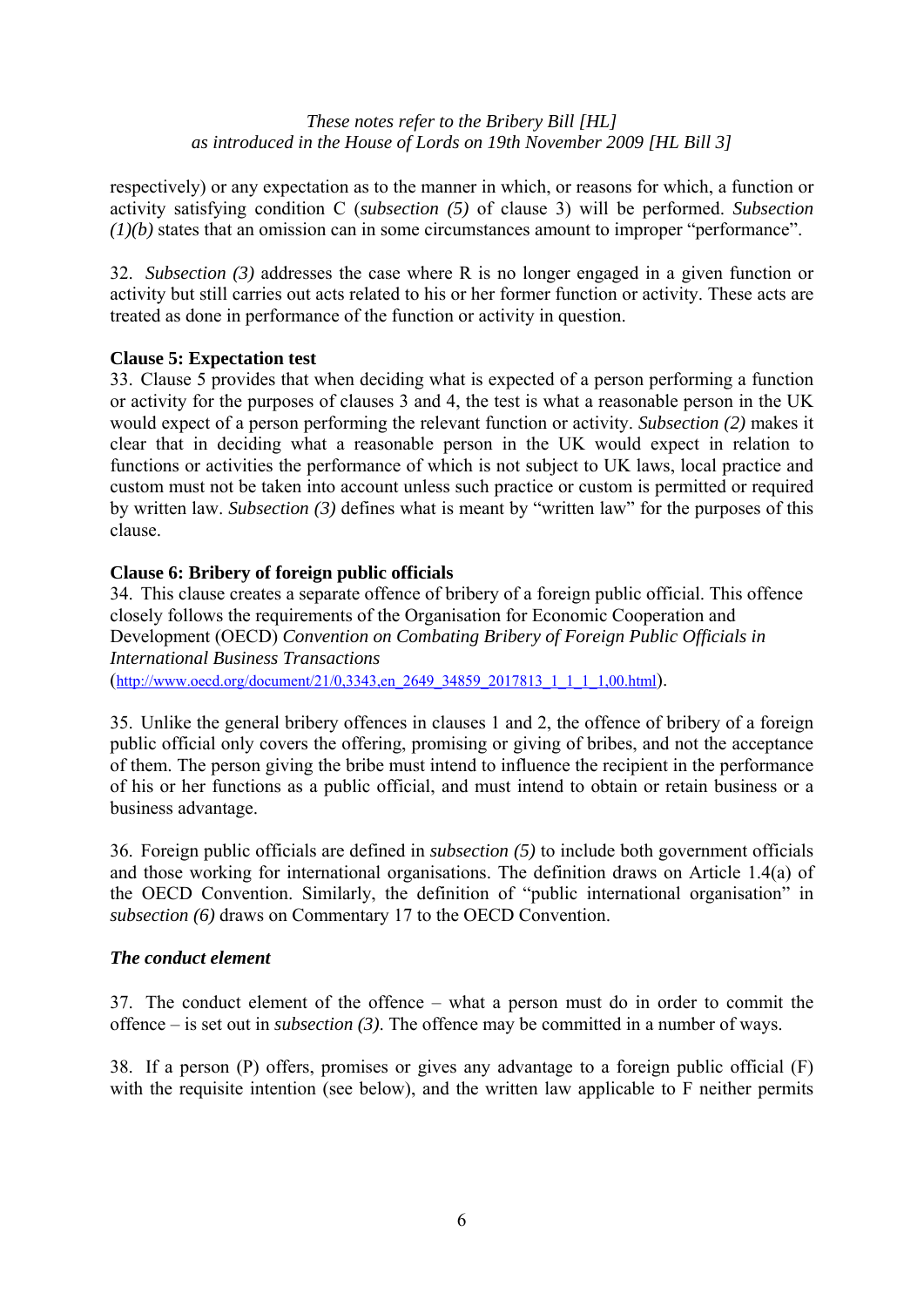respectively) or any expectation as to the manner in which, or reasons for which, a function or activity satisfying condition C (*subsection (5)* of clause 3) will be performed. *Subsection (1)(b)* states that an omission can in some circumstances amount to improper "performance".

32. *Subsection (3)* addresses the case where R is no longer engaged in a given function or activity but still carries out acts related to his or her former function or activity. These acts are treated as done in performance of the function or activity in question.

**Clause 5: Expectation test**

33. Clause 5 provides that when deciding what is expected of a person performing a function or activity for the purposes of clauses 3 and 4, the test is what a reasonable person in the UK would expect of a person performing the relevant function or activity. *Subsection (2)* makes it clear that in deciding what a reasonable person in the UK would expect in relation to functions or activities the performance of which is not subject to UK laws, local practice and custom must not be taken into account unless such practice or custom is permitted or required by written law. *Subsection (3)* defines what is meant by "written law" for the purposes of this clause.

**Clause 6: Bribery of foreign public officials**

34. This clause creates a separate offence of bribery of a foreign public official. This offence closely follows the requirements of the Organisation for Economic Cooperation and Development (OECD) *Convention on Combating Bribery of Foreign Public Officials in International Business Transactions* (http://www.oecd.org/document/21/0,3343,en_2649_34859_2017813_1_1_1_1,00.html).

35. Unlike the general bribery offences in clauses 1 and 2, the offence of bribery of a foreign public official only covers the offering, promising or giving of bribes, and not the acceptance of them. The person giving the bribe must intend to influence the recipient in the performance of his or her functions as a public official, and must intend to obtain or retain business or a business advantage.

36. Foreign public officials are defined in *subsection (5)* to include both government officials and those working for international organisations. The definition draws on Article 1.4(a) of the OECD Convention. Similarly, the definition of "public international organisation" in *subsection (6)* draws on Commentary 17 to the OECD Convention.

***The conduct element***

37. The conduct element of the offence – what a person must do in order to commit the offence – is set out in *subsection (3)*. The offence may be committed in a number of ways.

38. If a person (P) offers, promises or gives any advantage to a foreign public official (F) with the requisite intention (see below), and the written law applicable to F neither permits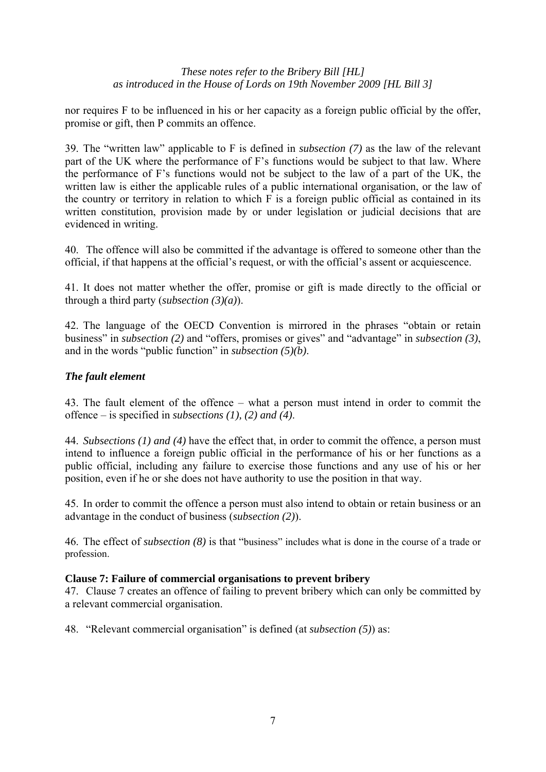nor requires F to be influenced in his or her capacity as a foreign public official by the offer, promise or gift, then P commits an offence.

39. The "written law" applicable to F is defined in *subsection (7)* as the law of the relevant part of the UK where the performance of F's functions would be subject to that law. Where the performance of F's functions would not be subject to the law of a part of the UK, the written law is either the applicable rules of a public international organisation, or the law of the country or territory in relation to which F is a foreign public official as contained in its written constitution, provision made by or under legislation or judicial decisions that are evidenced in writing.

40. The offence will also be committed if the advantage is offered to someone other than the official, if that happens at the official's request, or with the official's assent or acquiescence.

41. It does not matter whether the offer, promise or gift is made directly to the official or through a third party (*subsection (3)(a)*).

42. The language of the OECD Convention is mirrored in the phrases "obtain or retain business" in *subsection (2)* and "offers, promises or gives" and "advantage" in *subsection (3)*, and in the words "public function" in *subsection (5)(b)*.

### *The fault element*

43. The fault element of the offence – what a person must intend in order to commit the offence – is specified in *subsections (1), (2) and (4)*.

44. *Subsections (1) and (4)* have the effect that, in order to commit the offence, a person must intend to influence a foreign public official in the performance of his or her functions as a public official, including any failure to exercise those functions and any use of his or her position, even if he or she does not have authority to use the position in that way.

45. In order to commit the offence a person must also intend to obtain or retain business or an advantage in the conduct of business (*subsection (2)*).

46. The effect of *subsection (8)* is that "business" includes what is done in the course of a trade or profession.

### **Clause 7: Failure of commercial organisations to prevent bribery**

47. Clause 7 creates an offence of failing to prevent bribery which can only be committed by a relevant commercial organisation.

48. "Relevant commercial organisation" is defined (at *subsection (5)*) as: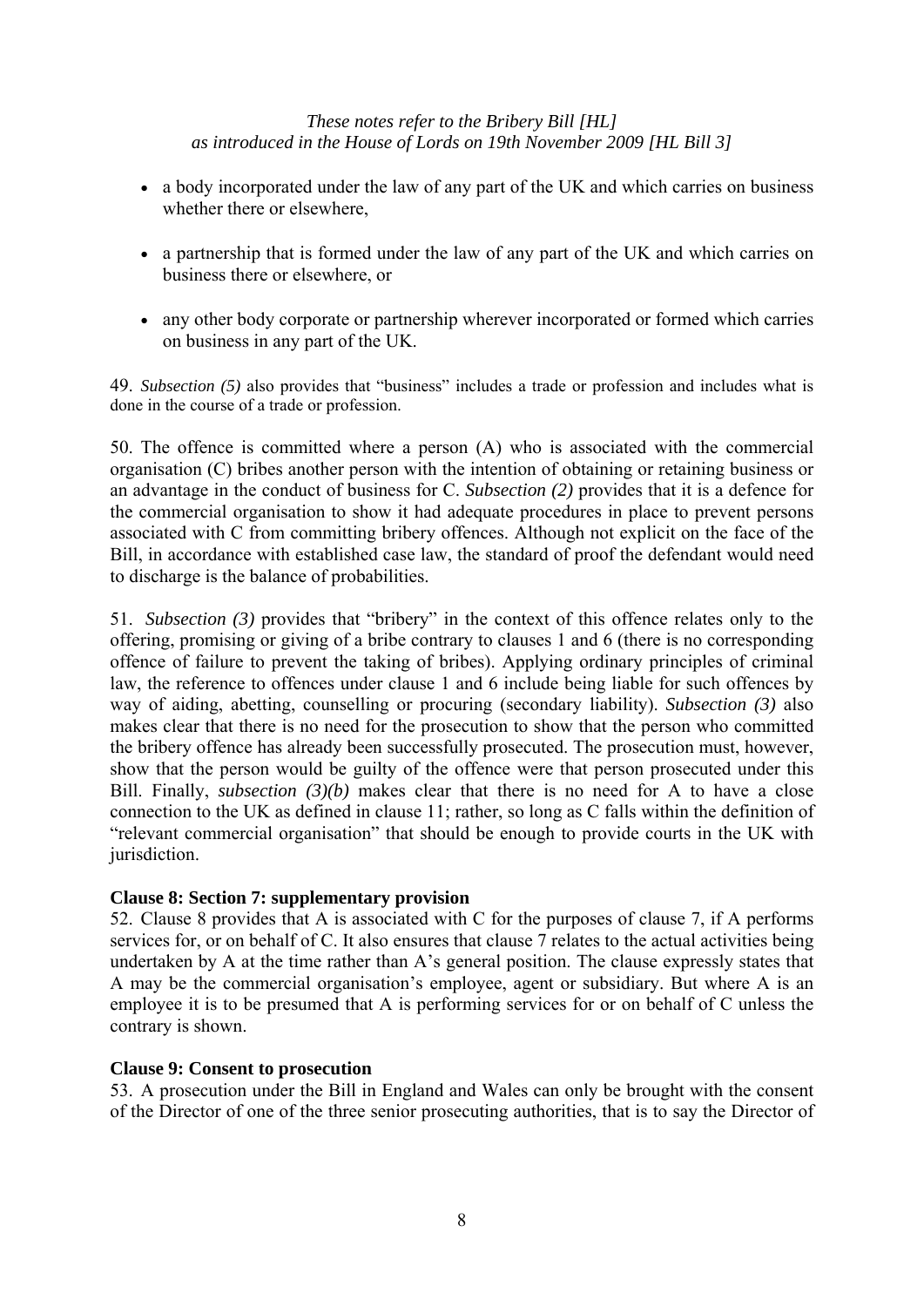- a body incorporated under the law of any part of the UK and which carries on business whether there or elsewhere,

- a partnership that is formed under the law of any part of the UK and which carries on business there or elsewhere, or

- any other body corporate or partnership wherever incorporated or formed which carries on business in any part of the UK.

49. *Subsection (5)* also provides that "business" includes a trade or profession and includes what is done in the course of a trade or profession.

50. The offence is committed where a person (A) who is associated with the commercial organisation (C) bribes another person with the intention of obtaining or retaining business or an advantage in the conduct of business for C. *Subsection (2)* provides that it is a defence for the commercial organisation to show it had adequate procedures in place to prevent persons associated with C from committing bribery offences. Although not explicit on the face of the Bill, in accordance with established case law, the standard of proof the defendant would need to discharge is the balance of probabilities.

51. *Subsection (3)* provides that "bribery" in the context of this offence relates only to the offering, promising or giving of a bribe contrary to clauses 1 and 6 (there is no corresponding offence of failure to prevent the taking of bribes). Applying ordinary principles of criminal law, the reference to offences under clause 1 and 6 include being liable for such offences by way of aiding, abetting, counselling or procuring (secondary liability). *Subsection (3)* also makes clear that there is no need for the prosecution to show that the person who committed the bribery offence has already been successfully prosecuted. The prosecution must, however, show that the person would be guilty of the offence were that person prosecuted under this Bill. Finally, *subsection (3)(b)* makes clear that there is no need for A to have a close connection to the UK as defined in clause 11; rather, so long as C falls within the definition of "relevant commercial organisation" that should be enough to provide courts in the UK with jurisdiction.

**Clause 8: Section 7: supplementary provision**

52. Clause 8 provides that A is associated with C for the purposes of clause 7, if A performs services for, or on behalf of C. It also ensures that clause 7 relates to the actual activities being undertaken by A at the time rather than A's general position. The clause expressly states that A may be the commercial organisation's employee, agent or subsidiary. But where A is an employee it is to be presumed that A is performing services for or on behalf of C unless the contrary is shown.

**Clause 9: Consent to prosecution**

53. A prosecution under the Bill in England and Wales can only be brought with the consent of the Director of one of the three senior prosecuting authorities, that is to say the Director of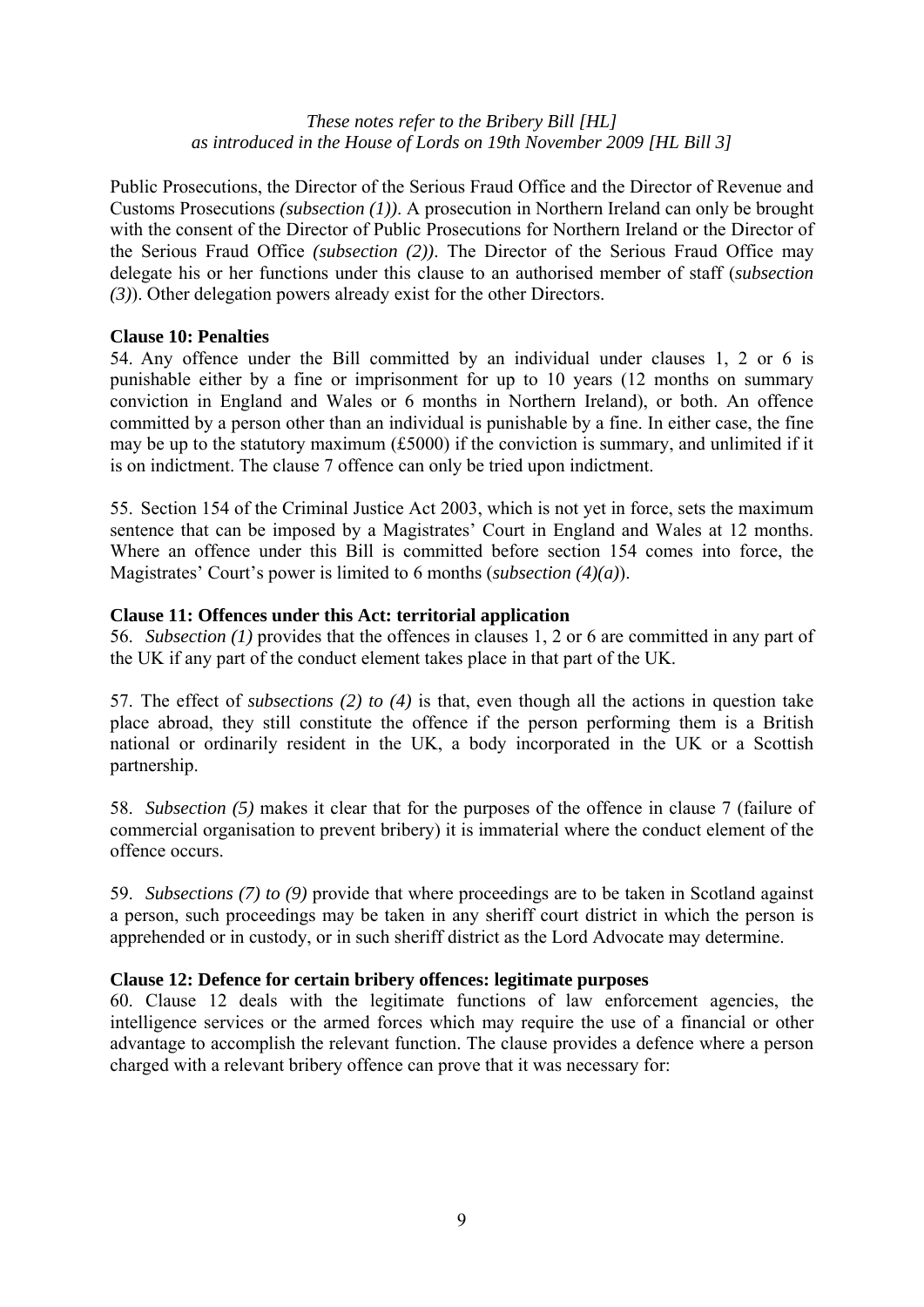Public Prosecutions, the Director of the Serious Fraud Office and the Director of Revenue and Customs Prosecutions *(subsection (1))*. A prosecution in Northern Ireland can only be brought with the consent of the Director of Public Prosecutions for Northern Ireland or the Director of the Serious Fraud Office *(subsection (2))*. The Director of the Serious Fraud Office may delegate his or her functions under this clause to an authorised member of staff (*subsection (3)*). Other delegation powers already exist for the other Directors.

**Clause 10: Penalties**

54. Any offence under the Bill committed by an individual under clauses 1, 2 or 6 is punishable either by a fine or imprisonment for up to 10 years (12 months on summary conviction in England and Wales or 6 months in Northern Ireland), or both. An offence committed by a person other than an individual is punishable by a fine. In either case, the fine may be up to the statutory maximum (£5000) if the conviction is summary, and unlimited if it is on indictment. The clause 7 offence can only be tried upon indictment.

55. Section 154 of the Criminal Justice Act 2003, which is not yet in force, sets the maximum sentence that can be imposed by a Magistrates' Court in England and Wales at 12 months. Where an offence under this Bill is committed before section 154 comes into force, the Magistrates' Court's power is limited to 6 months (*subsection (4)(a)*).

**Clause 11: Offences under this Act: territorial application**

56. *Subsection (1)* provides that the offences in clauses 1, 2 or 6 are committed in any part of the UK if any part of the conduct element takes place in that part of the UK.

57. The effect of *subsections (2) to (4)* is that, even though all the actions in question take place abroad, they still constitute the offence if the person performing them is a British national or ordinarily resident in the UK, a body incorporated in the UK or a Scottish partnership.

58. *Subsection (5)* makes it clear that for the purposes of the offence in clause 7 (failure of commercial organisation to prevent bribery) it is immaterial where the conduct element of the offence occurs.

59. *Subsections (7) to (9)* provide that where proceedings are to be taken in Scotland against a person, such proceedings may be taken in any sheriff court district in which the person is apprehended or in custody, or in such sheriff district as the Lord Advocate may determine.

**Clause 12: Defence for certain bribery offences: legitimate purposes**

60. Clause 12 deals with the legitimate functions of law enforcement agencies, the intelligence services or the armed forces which may require the use of a financial or other advantage to accomplish the relevant function. The clause provides a defence where a person charged with a relevant bribery offence can prove that it was necessary for: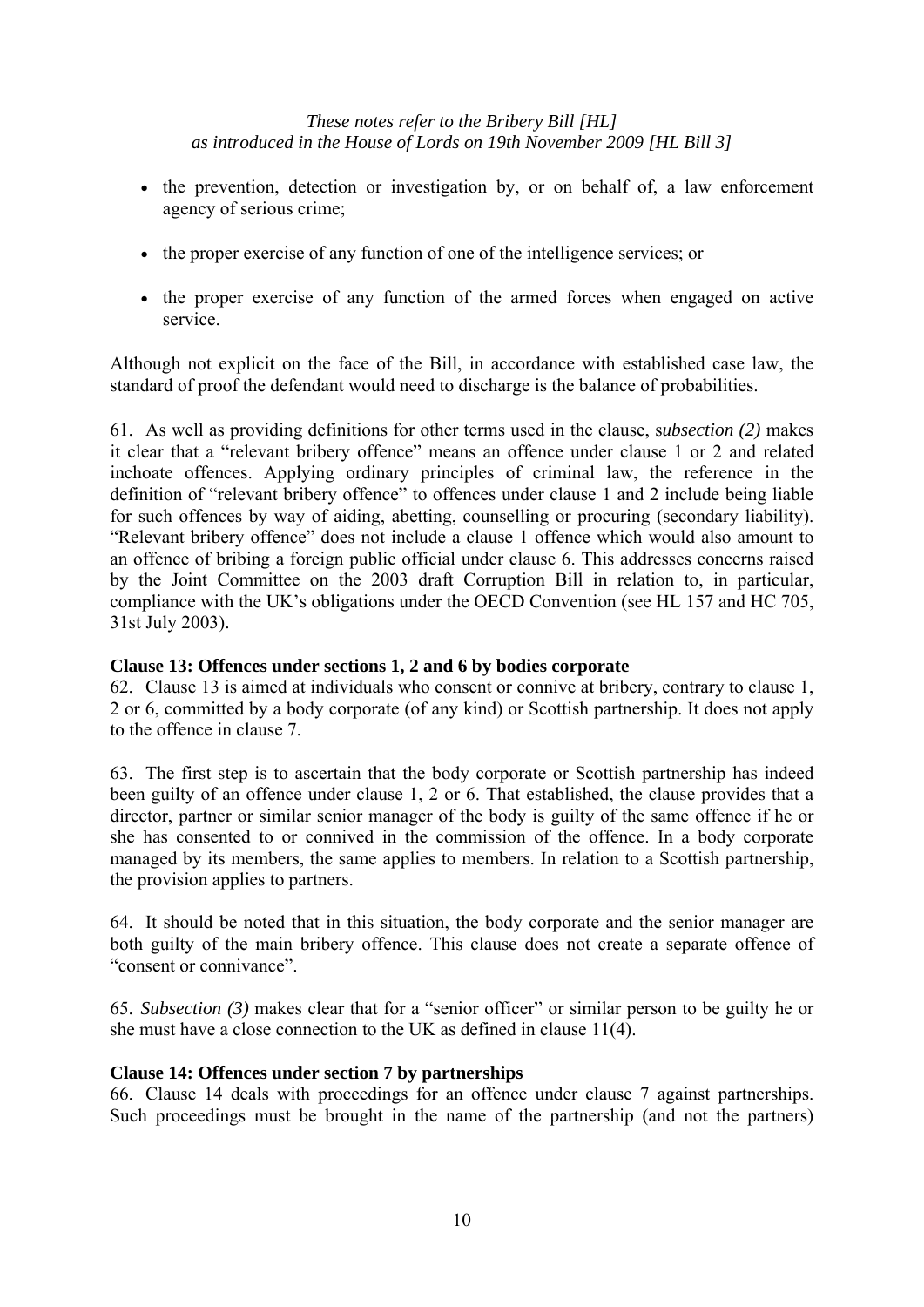- the prevention, detection or investigation by, or on behalf of, a law enforcement agency of serious crime;
- the proper exercise of any function of one of the intelligence services; or
- the proper exercise of any function of the armed forces when engaged on active service.

Although not explicit on the face of the Bill, in accordance with established case law, the standard of proof the defendant would need to discharge is the balance of probabilities.

61. As well as providing definitions for other terms used in the clause, s*ubsection (2)* makes it clear that a "relevant bribery offence" means an offence under clause 1 or 2 and related inchoate offences. Applying ordinary principles of criminal law, the reference in the definition of "relevant bribery offence" to offences under clause 1 and 2 include being liable for such offences by way of aiding, abetting, counselling or procuring (secondary liability). "Relevant bribery offence" does not include a clause 1 offence which would also amount to an offence of bribing a foreign public official under clause 6. This addresses concerns raised by the Joint Committee on the 2003 draft Corruption Bill in relation to, in particular, compliance with the UK's obligations under the OECD Convention (see HL 157 and HC 705, 31st July 2003).

**Clause 13: Offences under sections 1, 2 and 6 by bodies corporate**

62. Clause 13 is aimed at individuals who consent or connive at bribery, contrary to clause 1, 2 or 6, committed by a body corporate (of any kind) or Scottish partnership. It does not apply to the offence in clause 7.

63. The first step is to ascertain that the body corporate or Scottish partnership has indeed been guilty of an offence under clause 1, 2 or 6. That established, the clause provides that a director, partner or similar senior manager of the body is guilty of the same offence if he or she has consented to or connived in the commission of the offence. In a body corporate managed by its members, the same applies to members. In relation to a Scottish partnership, the provision applies to partners.

64. It should be noted that in this situation, the body corporate and the senior manager are both guilty of the main bribery offence. This clause does not create a separate offence of "consent or connivance".

65. *Subsection (3)* makes clear that for a "senior officer" or similar person to be guilty he or she must have a close connection to the UK as defined in clause 11(4).

**Clause 14: Offences under section 7 by partnerships**

66. Clause 14 deals with proceedings for an offence under clause 7 against partnerships. Such proceedings must be brought in the name of the partnership (and not the partners)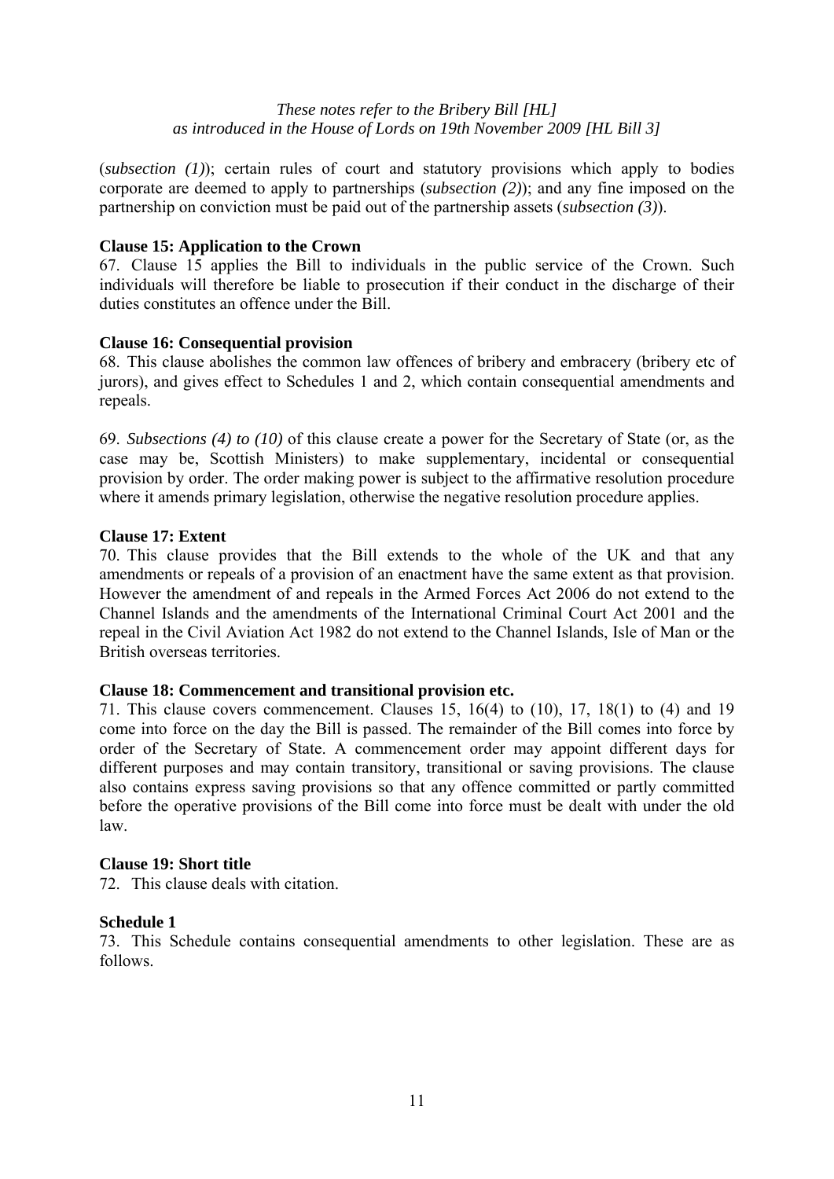(*subsection (1)*); certain rules of court and statutory provisions which apply to bodies corporate are deemed to apply to partnerships (*subsection (2)*); and any fine imposed on the partnership on conviction must be paid out of the partnership assets (*subsection (3)*).

**Clause 15: Application to the Crown**

67. Clause 15 applies the Bill to individuals in the public service of the Crown. Such individuals will therefore be liable to prosecution if their conduct in the discharge of their duties constitutes an offence under the Bill.

**Clause 16: Consequential provision**

68. This clause abolishes the common law offences of bribery and embracery (bribery etc of jurors), and gives effect to Schedules 1 and 2, which contain consequential amendments and repeals.

69. *Subsections (4) to (10)* of this clause create a power for the Secretary of State (or, as the case may be, Scottish Ministers) to make supplementary, incidental or consequential provision by order. The order making power is subject to the affirmative resolution procedure where it amends primary legislation, otherwise the negative resolution procedure applies.

**Clause 17: Extent**

70. This clause provides that the Bill extends to the whole of the UK and that any amendments or repeals of a provision of an enactment have the same extent as that provision. However the amendment of and repeals in the Armed Forces Act 2006 do not extend to the Channel Islands and the amendments of the International Criminal Court Act 2001 and the repeal in the Civil Aviation Act 1982 do not extend to the Channel Islands, Isle of Man or the British overseas territories.

**Clause 18: Commencement and transitional provision etc.**

71. This clause covers commencement. Clauses 15, 16(4) to (10), 17, 18(1) to (4) and 19 come into force on the day the Bill is passed. The remainder of the Bill comes into force by order of the Secretary of State. A commencement order may appoint different days for different purposes and may contain transitory, transitional or saving provisions. The clause also contains express saving provisions so that any offence committed or partly committed before the operative provisions of the Bill come into force must be dealt with under the old law.

**Clause 19: Short title**

72. This clause deals with citation.

**Schedule 1**

73. This Schedule contains consequential amendments to other legislation. These are as follows.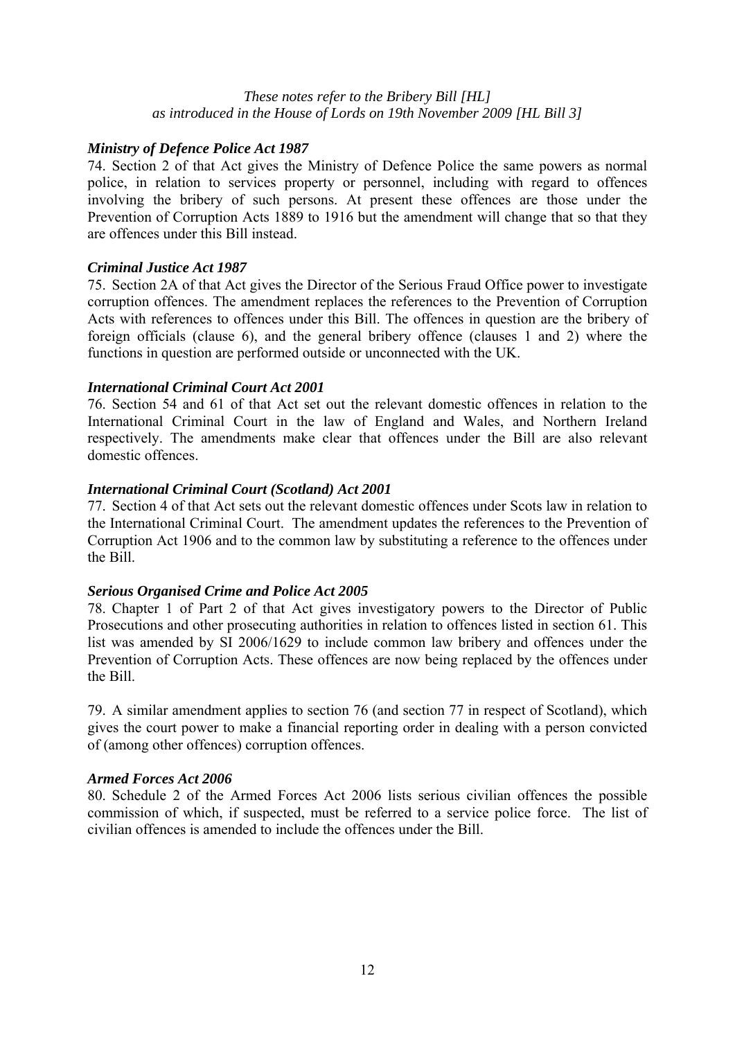*These notes refer to the Bribery Bill [HL]*
*as introduced in the House of Lords on 19th November 2009 [HL Bill 3]*

### *Ministry of Defence Police Act 1987*

74. Section 2 of that Act gives the Ministry of Defence Police the same powers as normal police, in relation to services property or personnel, including with regard to offences involving the bribery of such persons. At present these offences are those under the Prevention of Corruption Acts 1889 to 1916 but the amendment will change that so that they are offences under this Bill instead.

### *Criminal Justice Act 1987*

75. Section 2A of that Act gives the Director of the Serious Fraud Office power to investigate corruption offences. The amendment replaces the references to the Prevention of Corruption Acts with references to offences under this Bill. The offences in question are the bribery of foreign officials (clause 6), and the general bribery offence (clauses 1 and 2) where the functions in question are performed outside or unconnected with the UK.

### *International Criminal Court Act 2001*

76. Section 54 and 61 of that Act set out the relevant domestic offences in relation to the International Criminal Court in the law of England and Wales, and Northern Ireland respectively. The amendments make clear that offences under the Bill are also relevant domestic offences.

### *International Criminal Court (Scotland) Act 2001*

77. Section 4 of that Act sets out the relevant domestic offences under Scots law in relation to the International Criminal Court. The amendment updates the references to the Prevention of Corruption Act 1906 and to the common law by substituting a reference to the offences under the Bill.

### *Serious Organised Crime and Police Act 2005*

78. Chapter 1 of Part 2 of that Act gives investigatory powers to the Director of Public Prosecutions and other prosecuting authorities in relation to offences listed in section 61. This list was amended by SI 2006/1629 to include common law bribery and offences under the Prevention of Corruption Acts. These offences are now being replaced by the offences under the Bill.

79. A similar amendment applies to section 76 (and section 77 in respect of Scotland), which gives the court power to make a financial reporting order in dealing with a person convicted of (among other offences) corruption offences.

### *Armed Forces Act 2006*

80. Schedule 2 of the Armed Forces Act 2006 lists serious civilian offences the possible commission of which, if suspected, must be referred to a service police force. The list of civilian offences is amended to include the offences under the Bill.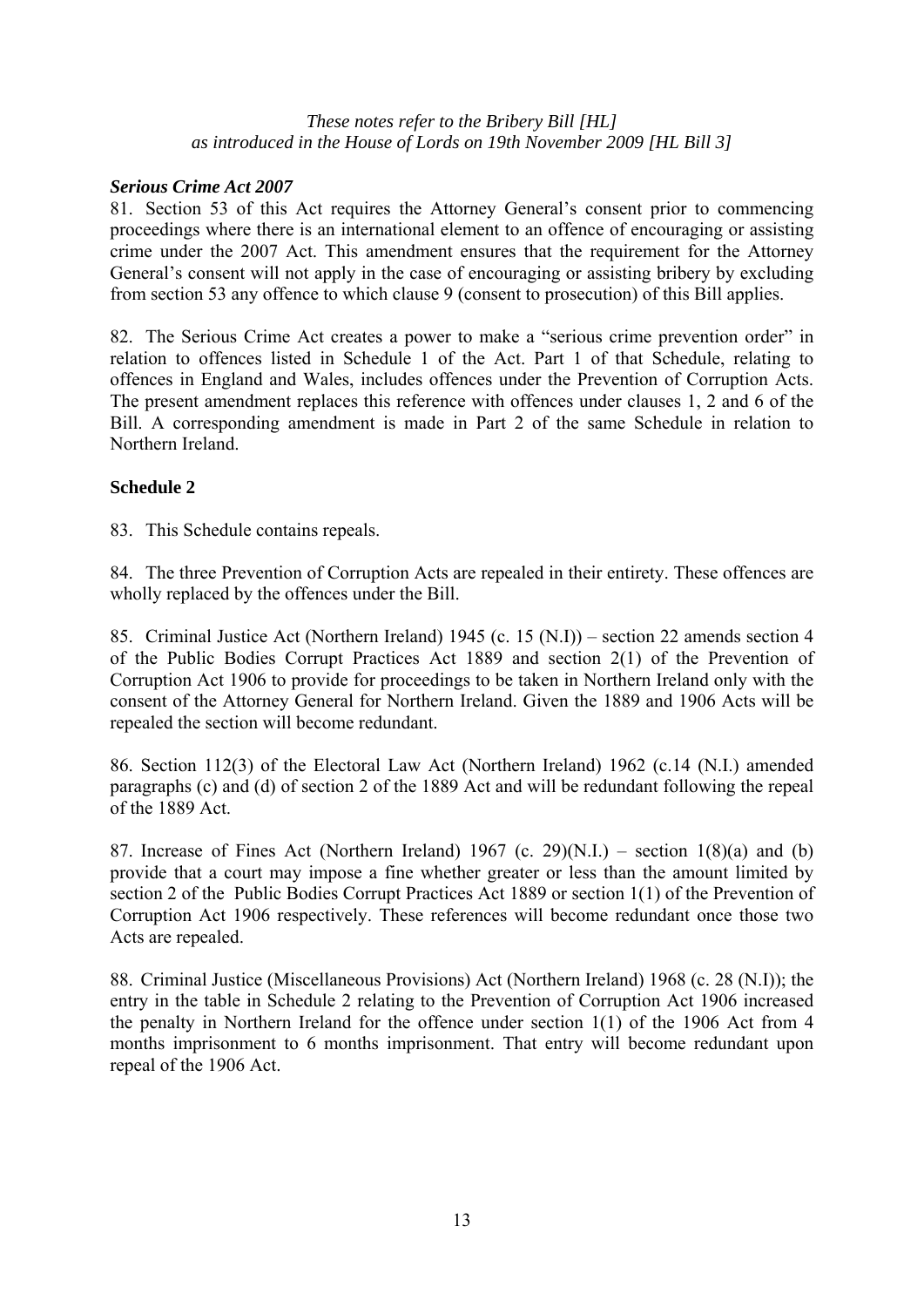*These notes refer to the Bribery Bill [HL] as introduced in the House of Lords on 19th November 2009 [HL Bill 3]*

***Serious Crime Act 2007***

81. Section 53 of this Act requires the Attorney General's consent prior to commencing proceedings where there is an international element to an offence of encouraging or assisting crime under the 2007 Act. This amendment ensures that the requirement for the Attorney General's consent will not apply in the case of encouraging or assisting bribery by excluding from section 53 any offence to which clause 9 (consent to prosecution) of this Bill applies.

82. The Serious Crime Act creates a power to make a "serious crime prevention order" in relation to offences listed in Schedule 1 of the Act. Part 1 of that Schedule, relating to offences in England and Wales, includes offences under the Prevention of Corruption Acts. The present amendment replaces this reference with offences under clauses 1, 2 and 6 of the Bill. A corresponding amendment is made in Part 2 of the same Schedule in relation to Northern Ireland.

**Schedule 2**

83. This Schedule contains repeals.

84. The three Prevention of Corruption Acts are repealed in their entirety. These offences are wholly replaced by the offences under the Bill.

85. Criminal Justice Act (Northern Ireland) 1945 (c. 15 (N.I)) – section 22 amends section 4 of the Public Bodies Corrupt Practices Act 1889 and section 2(1) of the Prevention of Corruption Act 1906 to provide for proceedings to be taken in Northern Ireland only with the consent of the Attorney General for Northern Ireland. Given the 1889 and 1906 Acts will be repealed the section will become redundant.

86. Section 112(3) of the Electoral Law Act (Northern Ireland) 1962 (c.14 (N.I.) amended paragraphs (c) and (d) of section 2 of the 1889 Act and will be redundant following the repeal of the 1889 Act.

87. Increase of Fines Act (Northern Ireland) 1967 (c. 29)(N.I.) – section 1(8)(a) and (b) provide that a court may impose a fine whether greater or less than the amount limited by section 2 of the Public Bodies Corrupt Practices Act 1889 or section 1(1) of the Prevention of Corruption Act 1906 respectively. These references will become redundant once those two Acts are repealed.

88. Criminal Justice (Miscellaneous Provisions) Act (Northern Ireland) 1968 (c. 28 (N.I)); the entry in the table in Schedule 2 relating to the Prevention of Corruption Act 1906 increased the penalty in Northern Ireland for the offence under section 1(1) of the 1906 Act from 4 months imprisonment to 6 months imprisonment. That entry will become redundant upon repeal of the 1906 Act.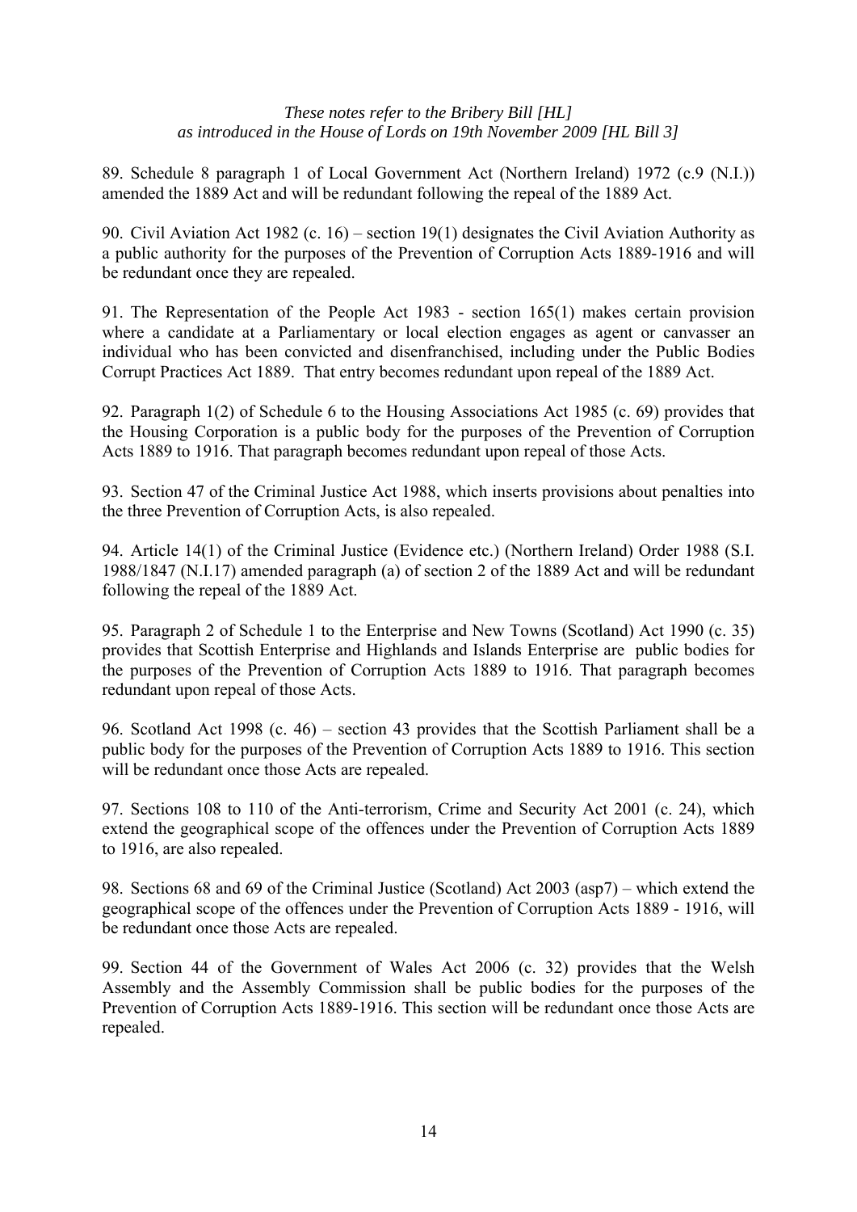89. Schedule 8 paragraph 1 of Local Government Act (Northern Ireland) 1972 (c.9 (N.I.)) amended the 1889 Act and will be redundant following the repeal of the 1889 Act.

90. Civil Aviation Act 1982 (c. 16) – section 19(1) designates the Civil Aviation Authority as a public authority for the purposes of the Prevention of Corruption Acts 1889-1916 and will be redundant once they are repealed.

91. The Representation of the People Act 1983 - section 165(1) makes certain provision where a candidate at a Parliamentary or local election engages as agent or canvasser an individual who has been convicted and disenfranchised, including under the Public Bodies Corrupt Practices Act 1889. That entry becomes redundant upon repeal of the 1889 Act.

92. Paragraph 1(2) of Schedule 6 to the Housing Associations Act 1985 (c. 69) provides that the Housing Corporation is a public body for the purposes of the Prevention of Corruption Acts 1889 to 1916. That paragraph becomes redundant upon repeal of those Acts.

93. Section 47 of the Criminal Justice Act 1988, which inserts provisions about penalties into the three Prevention of Corruption Acts, is also repealed.

94. Article 14(1) of the Criminal Justice (Evidence etc.) (Northern Ireland) Order 1988 (S.I. 1988/1847 (N.I.17) amended paragraph (a) of section 2 of the 1889 Act and will be redundant following the repeal of the 1889 Act.

95. Paragraph 2 of Schedule 1 to the Enterprise and New Towns (Scotland) Act 1990 (c. 35) provides that Scottish Enterprise and Highlands and Islands Enterprise are public bodies for the purposes of the Prevention of Corruption Acts 1889 to 1916. That paragraph becomes redundant upon repeal of those Acts.

96. Scotland Act 1998 (c. 46) – section 43 provides that the Scottish Parliament shall be a public body for the purposes of the Prevention of Corruption Acts 1889 to 1916. This section will be redundant once those Acts are repealed.

97. Sections 108 to 110 of the Anti-terrorism, Crime and Security Act 2001 (c. 24), which extend the geographical scope of the offences under the Prevention of Corruption Acts 1889 to 1916, are also repealed.

98. Sections 68 and 69 of the Criminal Justice (Scotland) Act 2003 (asp7) – which extend the geographical scope of the offences under the Prevention of Corruption Acts 1889 - 1916, will be redundant once those Acts are repealed.

99. Section 44 of the Government of Wales Act 2006 (c. 32) provides that the Welsh Assembly and the Assembly Commission shall be public bodies for the purposes of the Prevention of Corruption Acts 1889-1916. This section will be redundant once those Acts are repealed.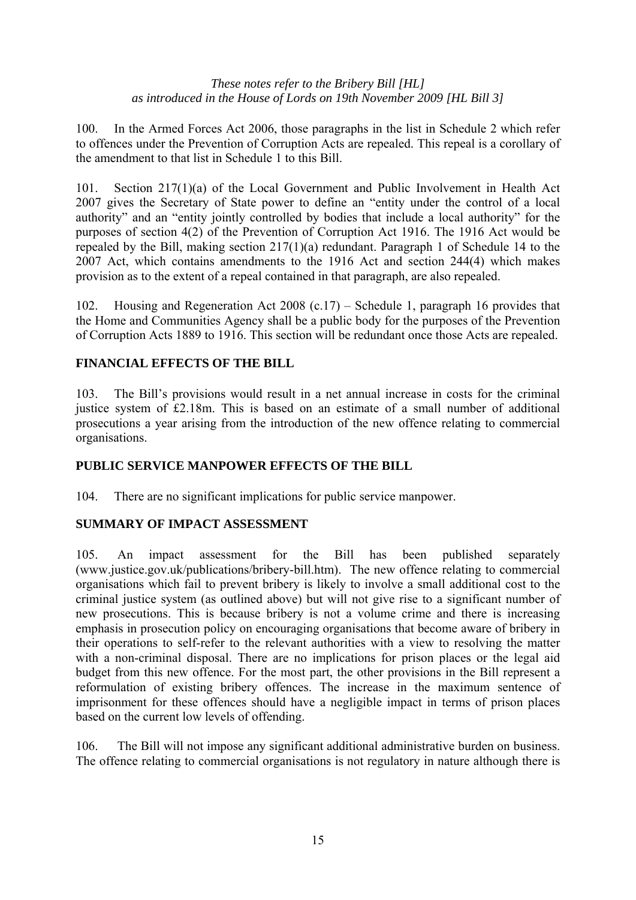100. In the Armed Forces Act 2006, those paragraphs in the list in Schedule 2 which refer to offences under the Prevention of Corruption Acts are repealed. This repeal is a corollary of the amendment to that list in Schedule 1 to this Bill.

101. Section 217(1)(a) of the Local Government and Public Involvement in Health Act 2007 gives the Secretary of State power to define an "entity under the control of a local authority" and an "entity jointly controlled by bodies that include a local authority" for the purposes of section 4(2) of the Prevention of Corruption Act 1916. The 1916 Act would be repealed by the Bill, making section 217(1)(a) redundant. Paragraph 1 of Schedule 14 to the 2007 Act, which contains amendments to the 1916 Act and section 244(4) which makes provision as to the extent of a repeal contained in that paragraph, are also repealed.

102. Housing and Regeneration Act 2008 (c.17) – Schedule 1, paragraph 16 provides that the Home and Communities Agency shall be a public body for the purposes of the Prevention of Corruption Acts 1889 to 1916. This section will be redundant once those Acts are repealed.

## FINANCIAL EFFECTS OF THE BILL

103. The Bill's provisions would result in a net annual increase in costs for the criminal justice system of £2.18m. This is based on an estimate of a small number of additional prosecutions a year arising from the introduction of the new offence relating to commercial organisations.

## PUBLIC SERVICE MANPOWER EFFECTS OF THE BILL

104. There are no significant implications for public service manpower.

## SUMMARY OF IMPACT ASSESSMENT

105. An impact assessment for the Bill has been published separately (www.justice.gov.uk/publications/bribery-bill.htm). The new offence relating to commercial organisations which fail to prevent bribery is likely to involve a small additional cost to the criminal justice system (as outlined above) but will not give rise to a significant number of new prosecutions. This is because bribery is not a volume crime and there is increasing emphasis in prosecution policy on encouraging organisations that become aware of bribery in their operations to self-refer to the relevant authorities with a view to resolving the matter with a non-criminal disposal. There are no implications for prison places or the legal aid budget from this new offence. For the most part, the other provisions in the Bill represent a reformulation of existing bribery offences. The increase in the maximum sentence of imprisonment for these offences should have a negligible impact in terms of prison places based on the current low levels of offending.

106. The Bill will not impose any significant additional administrative burden on business. The offence relating to commercial organisations is not regulatory in nature although there is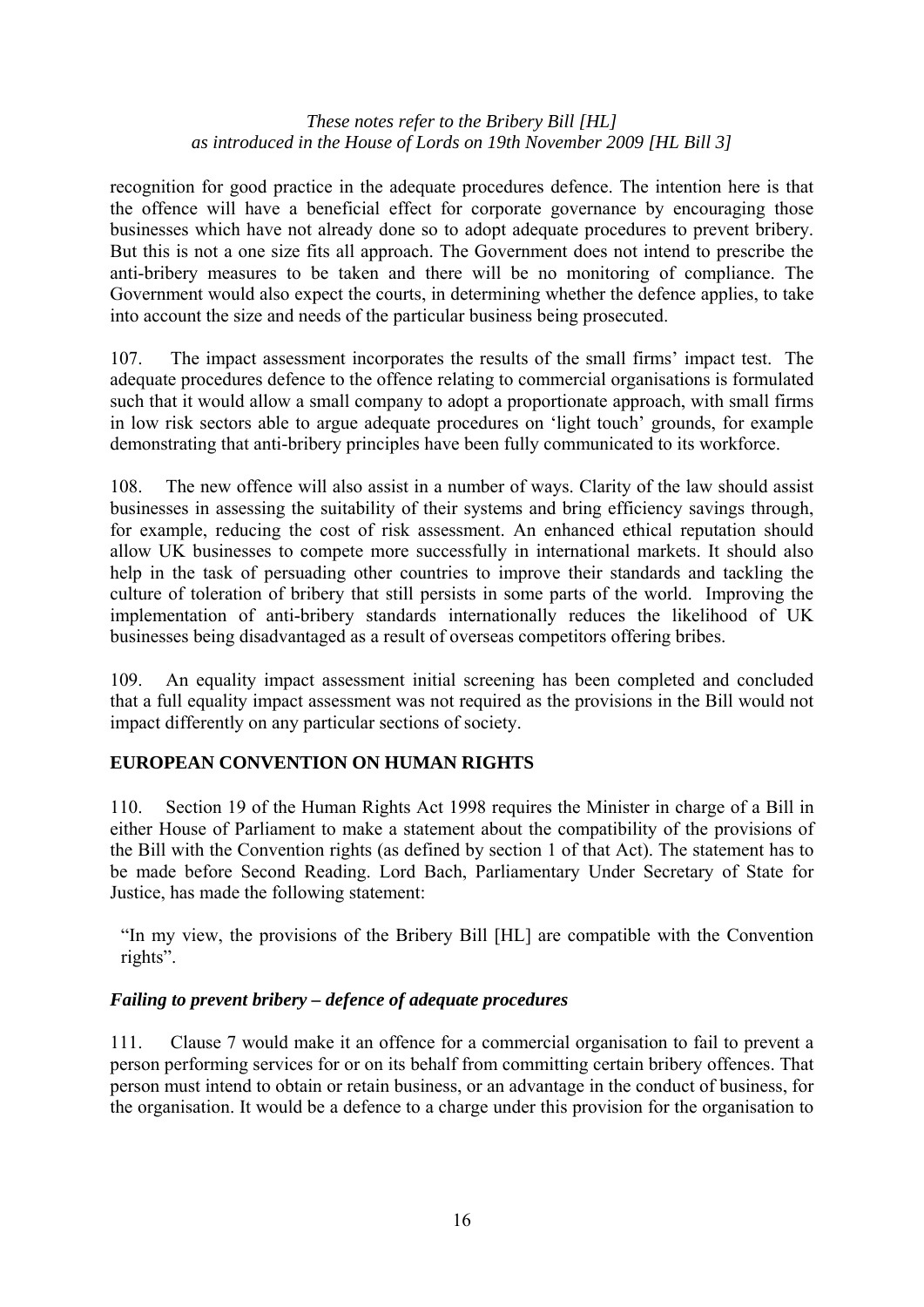recognition for good practice in the adequate procedures defence. The intention here is that the offence will have a beneficial effect for corporate governance by encouraging those businesses which have not already done so to adopt adequate procedures to prevent bribery. But this is not a one size fits all approach. The Government does not intend to prescribe the anti-bribery measures to be taken and there will be no monitoring of compliance. The Government would also expect the courts, in determining whether the defence applies, to take into account the size and needs of the particular business being prosecuted.

107. The impact assessment incorporates the results of the small firms' impact test. The adequate procedures defence to the offence relating to commercial organisations is formulated such that it would allow a small company to adopt a proportionate approach, with small firms in low risk sectors able to argue adequate procedures on 'light touch' grounds, for example demonstrating that anti-bribery principles have been fully communicated to its workforce.

108. The new offence will also assist in a number of ways. Clarity of the law should assist businesses in assessing the suitability of their systems and bring efficiency savings through, for example, reducing the cost of risk assessment. An enhanced ethical reputation should allow UK businesses to compete more successfully in international markets. It should also help in the task of persuading other countries to improve their standards and tackling the culture of toleration of bribery that still persists in some parts of the world. Improving the implementation of anti-bribery standards internationally reduces the likelihood of UK businesses being disadvantaged as a result of overseas competitors offering bribes.

109. An equality impact assessment initial screening has been completed and concluded that a full equality impact assessment was not required as the provisions in the Bill would not impact differently on any particular sections of society.

## EUROPEAN CONVENTION ON HUMAN RIGHTS

110. Section 19 of the Human Rights Act 1998 requires the Minister in charge of a Bill in either House of Parliament to make a statement about the compatibility of the provisions of the Bill with the Convention rights (as defined by section 1 of that Act). The statement has to be made before Second Reading. Lord Bach, Parliamentary Under Secretary of State for Justice, has made the following statement:

> "In my view, the provisions of the Bribery Bill [HL] are compatible with the Convention rights".

### *Failing to prevent bribery – defence of adequate procedures*

111. Clause 7 would make it an offence for a commercial organisation to fail to prevent a person performing services for or on its behalf from committing certain bribery offences. That person must intend to obtain or retain business, or an advantage in the conduct of business, for the organisation. It would be a defence to a charge under this provision for the organisation to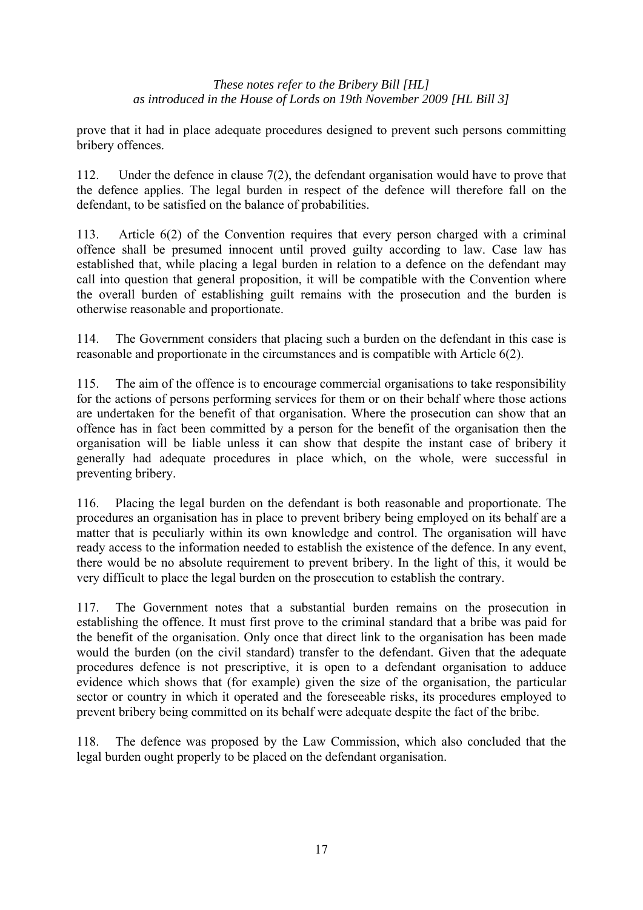prove that it had in place adequate procedures designed to prevent such persons committing bribery offences.

112. Under the defence in clause 7(2), the defendant organisation would have to prove that the defence applies. The legal burden in respect of the defence will therefore fall on the defendant, to be satisfied on the balance of probabilities.

113. Article 6(2) of the Convention requires that every person charged with a criminal offence shall be presumed innocent until proved guilty according to law. Case law has established that, while placing a legal burden in relation to a defence on the defendant may call into question that general proposition, it will be compatible with the Convention where the overall burden of establishing guilt remains with the prosecution and the burden is otherwise reasonable and proportionate.

114. The Government considers that placing such a burden on the defendant in this case is reasonable and proportionate in the circumstances and is compatible with Article 6(2).

115. The aim of the offence is to encourage commercial organisations to take responsibility for the actions of persons performing services for them or on their behalf where those actions are undertaken for the benefit of that organisation. Where the prosecution can show that an offence has in fact been committed by a person for the benefit of the organisation then the organisation will be liable unless it can show that despite the instant case of bribery it generally had adequate procedures in place which, on the whole, were successful in preventing bribery.

116. Placing the legal burden on the defendant is both reasonable and proportionate. The procedures an organisation has in place to prevent bribery being employed on its behalf are a matter that is peculiarly within its own knowledge and control. The organisation will have ready access to the information needed to establish the existence of the defence. In any event, there would be no absolute requirement to prevent bribery. In the light of this, it would be very difficult to place the legal burden on the prosecution to establish the contrary.

117. The Government notes that a substantial burden remains on the prosecution in establishing the offence. It must first prove to the criminal standard that a bribe was paid for the benefit of the organisation. Only once that direct link to the organisation has been made would the burden (on the civil standard) transfer to the defendant. Given that the adequate procedures defence is not prescriptive, it is open to a defendant organisation to adduce evidence which shows that (for example) given the size of the organisation, the particular sector or country in which it operated and the foreseeable risks, its procedures employed to prevent bribery being committed on its behalf were adequate despite the fact of the bribe.

118. The defence was proposed by the Law Commission, which also concluded that the legal burden ought properly to be placed on the defendant organisation.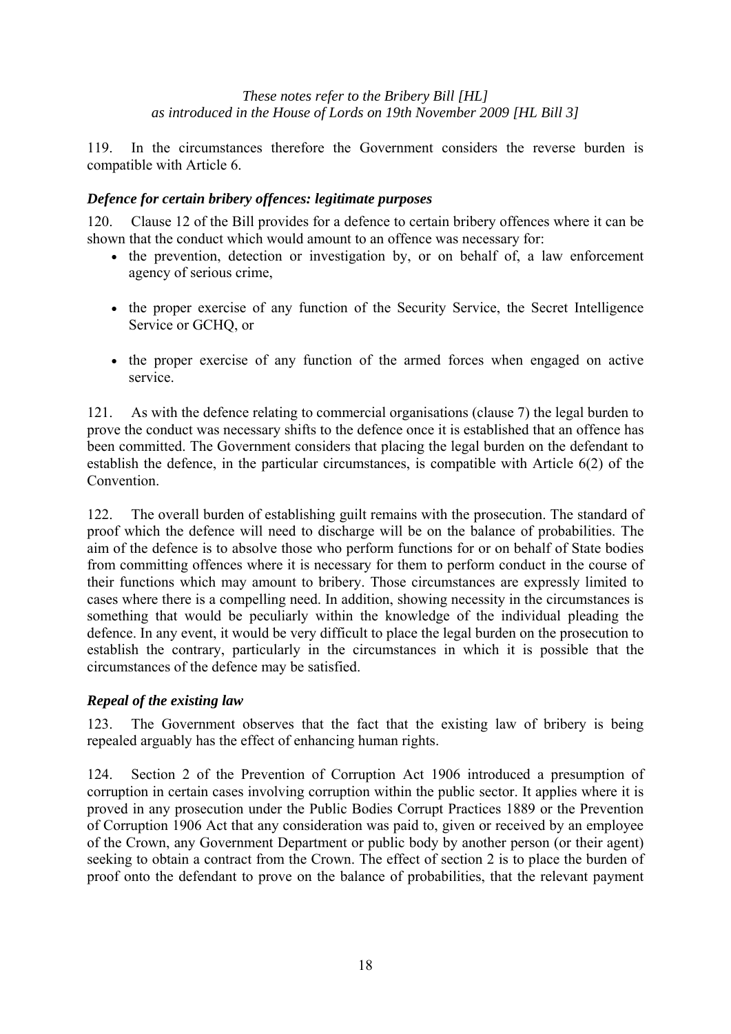119. In the circumstances therefore the Government considers the reverse burden is compatible with Article 6.

### *Defence for certain bribery offences: legitimate purposes*

120. Clause 12 of the Bill provides for a defence to certain bribery offences where it can be shown that the conduct which would amount to an offence was necessary for:

- the prevention, detection or investigation by, or on behalf of, a law enforcement agency of serious crime,
- the proper exercise of any function of the Security Service, the Secret Intelligence Service or GCHQ, or
- the proper exercise of any function of the armed forces when engaged on active service.

121. As with the defence relating to commercial organisations (clause 7) the legal burden to prove the conduct was necessary shifts to the defence once it is established that an offence has been committed. The Government considers that placing the legal burden on the defendant to establish the defence, in the particular circumstances, is compatible with Article 6(2) of the Convention.

122. The overall burden of establishing guilt remains with the prosecution. The standard of proof which the defence will need to discharge will be on the balance of probabilities. The aim of the defence is to absolve those who perform functions for or on behalf of State bodies from committing offences where it is necessary for them to perform conduct in the course of their functions which may amount to bribery. Those circumstances are expressly limited to cases where there is a compelling need. In addition, showing necessity in the circumstances is something that would be peculiarly within the knowledge of the individual pleading the defence. In any event, it would be very difficult to place the legal burden on the prosecution to establish the contrary, particularly in the circumstances in which it is possible that the circumstances of the defence may be satisfied.

### *Repeal of the existing law*

123. The Government observes that the fact that the existing law of bribery is being repealed arguably has the effect of enhancing human rights.

124. Section 2 of the Prevention of Corruption Act 1906 introduced a presumption of corruption in certain cases involving corruption within the public sector. It applies where it is proved in any prosecution under the Public Bodies Corrupt Practices 1889 or the Prevention of Corruption 1906 Act that any consideration was paid to, given or received by an employee of the Crown, any Government Department or public body by another person (or their agent) seeking to obtain a contract from the Crown. The effect of section 2 is to place the burden of proof onto the defendant to prove on the balance of probabilities, that the relevant payment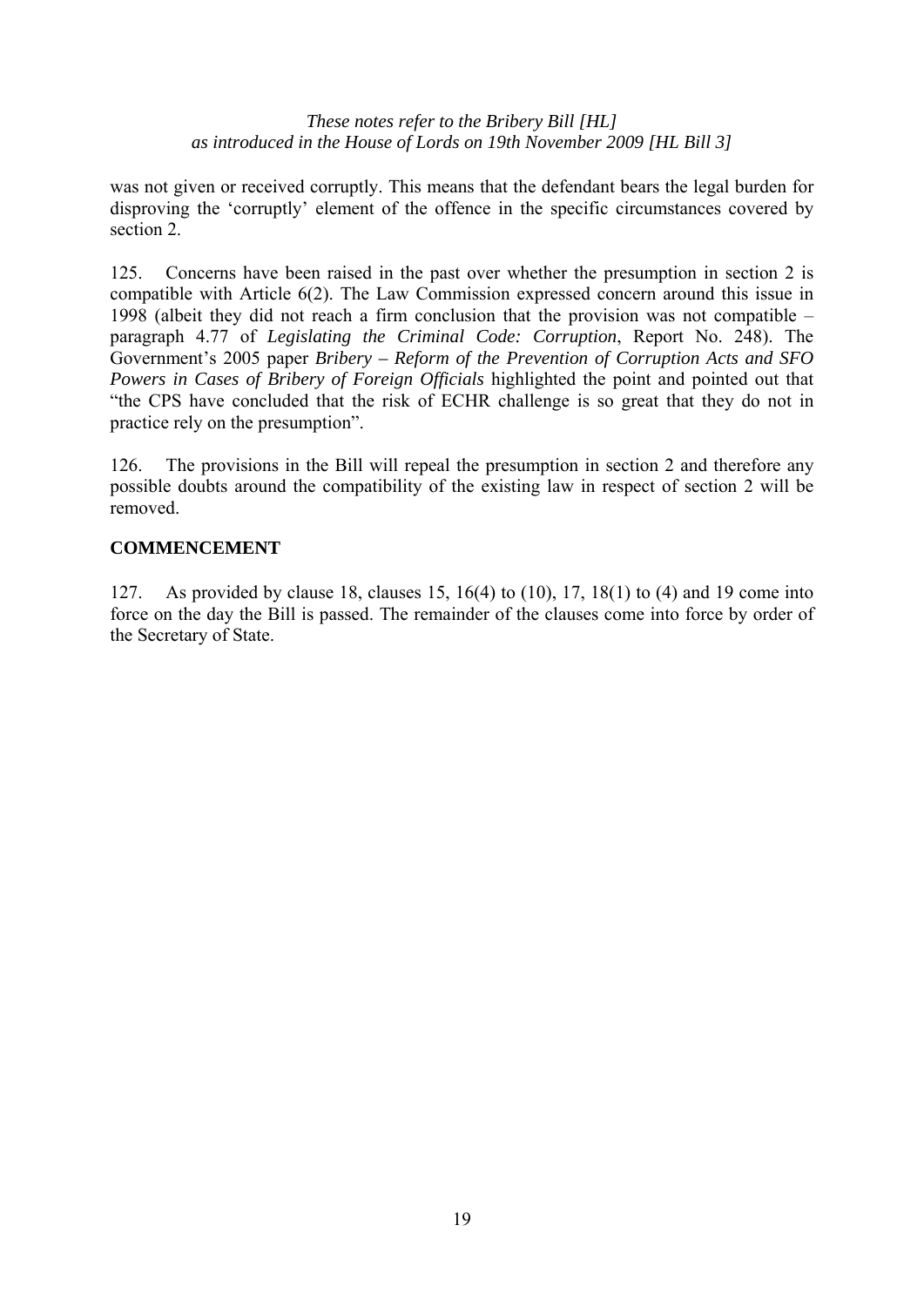was not given or received corruptly. This means that the defendant bears the legal burden for disproving the 'corruptly' element of the offence in the specific circumstances covered by section 2.

125. Concerns have been raised in the past over whether the presumption in section 2 is compatible with Article 6(2). The Law Commission expressed concern around this issue in 1998 (albeit they did not reach a firm conclusion that the provision was not compatible – paragraph 4.77 of *Legislating the Criminal Code: Corruption*, Report No. 248). The Government's 2005 paper *Bribery – Reform of the Prevention of Corruption Acts and SFO Powers in Cases of Bribery of Foreign Officials* highlighted the point and pointed out that "the CPS have concluded that the risk of ECHR challenge is so great that they do not in practice rely on the presumption".

126. The provisions in the Bill will repeal the presumption in section 2 and therefore any possible doubts around the compatibility of the existing law in respect of section 2 will be removed.

## COMMENCEMENT

127. As provided by clause 18, clauses 15, 16(4) to (10), 17, 18(1) to (4) and 19 come into force on the day the Bill is passed. The remainder of the clauses come into force by order of the Secretary of State.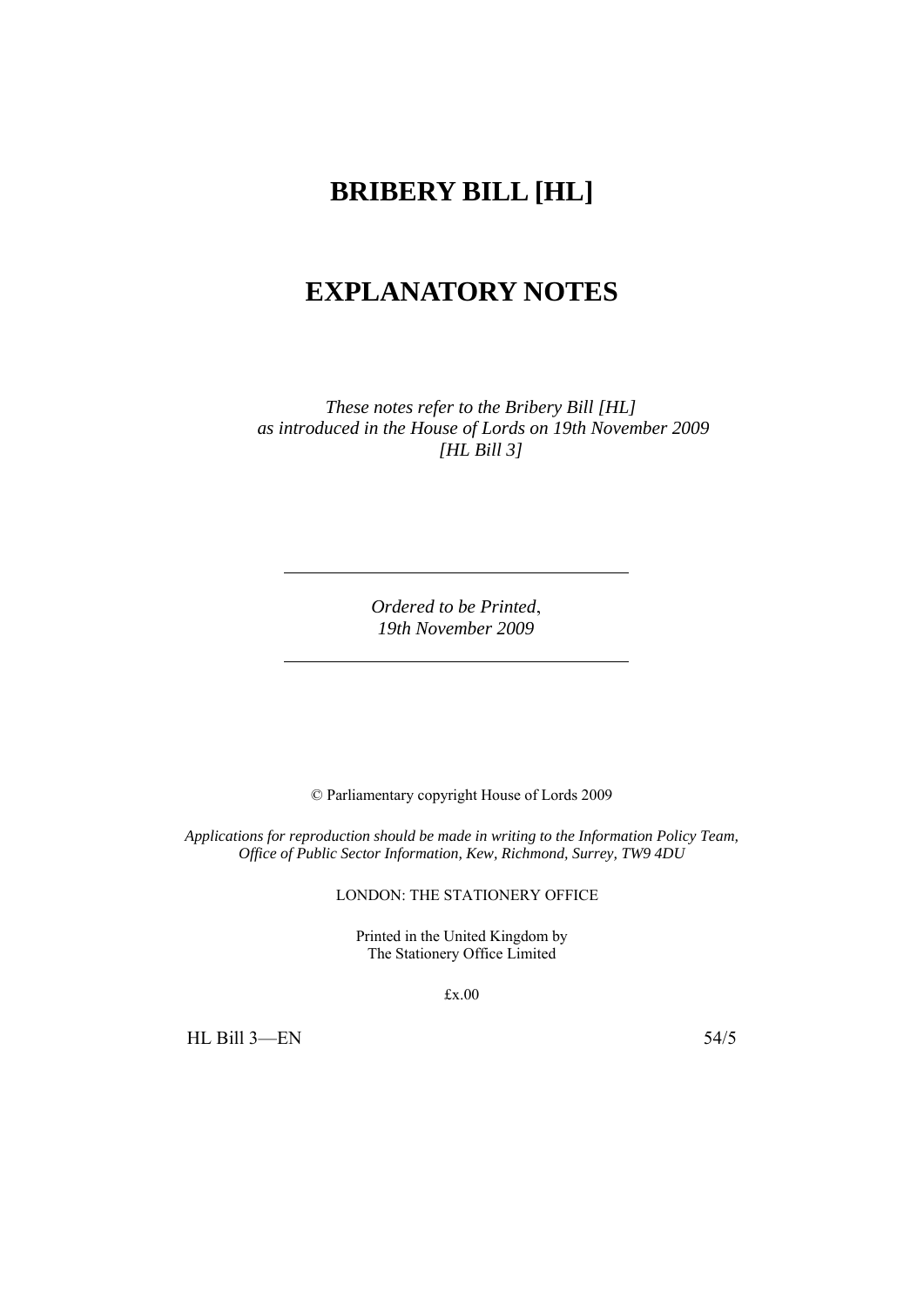# BRIBERY BILL [HL]

# EXPLANATORY NOTES

*These notes refer to the Bribery Bill [HL] as introduced in the House of Lords on 19th November 2009 [HL Bill 3]*

---

*Ordered to be Printed*, *19th November 2009*

---

© Parliamentary copyright House of Lords 2009

*Applications for reproduction should be made in writing to the Information Policy Team, Office of Public Sector Information, Kew, Richmond, Surrey, TW9 4DU*

LONDON: THE STATIONERY OFFICE

Printed in the United Kingdom by The Stationery Office Limited

£x.00

HL Bill 3—EN 54/5